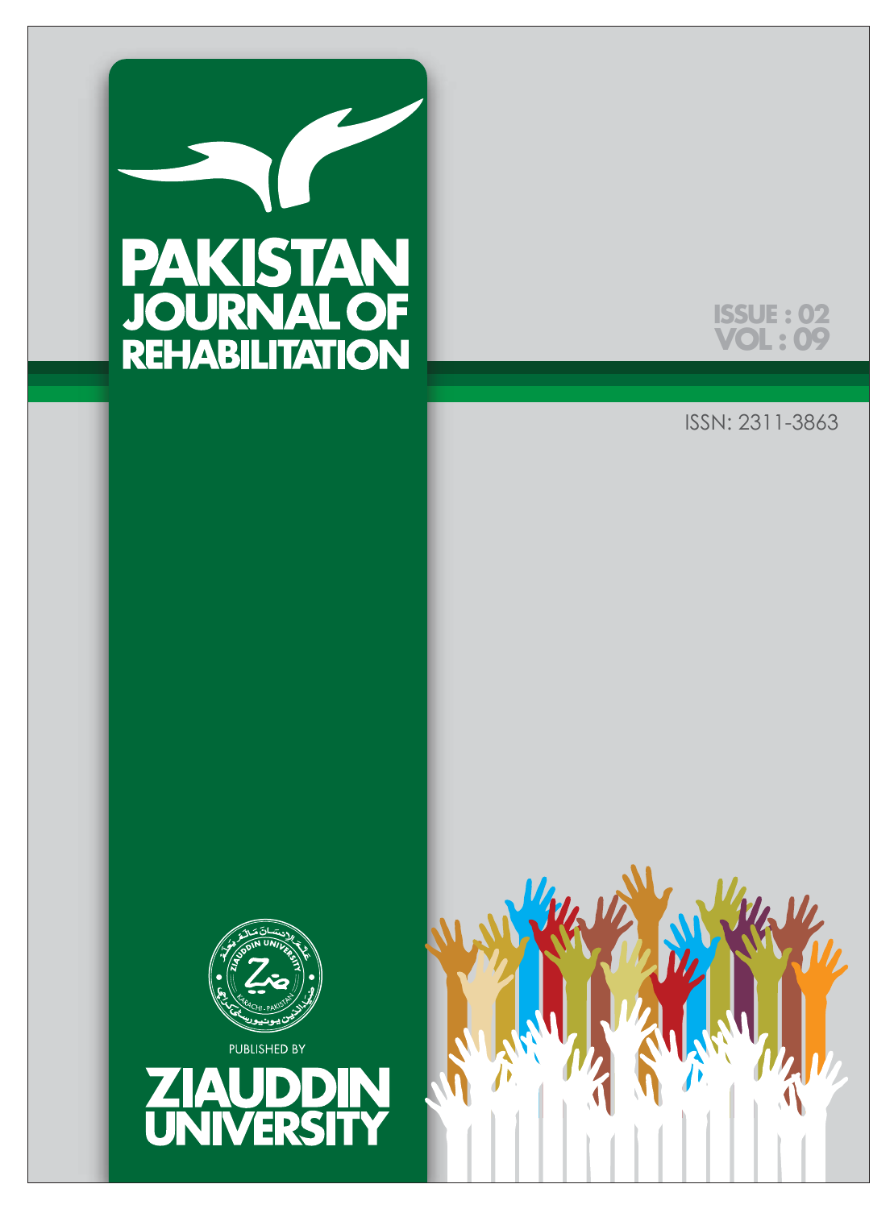# PAKISTAN JOURNAL OF REHABILITATION

ISSUE : 02
VOL : 09

ISSN: 2311-3863

PUBLISHED BY

ZIAUDDIN UNIVERSITY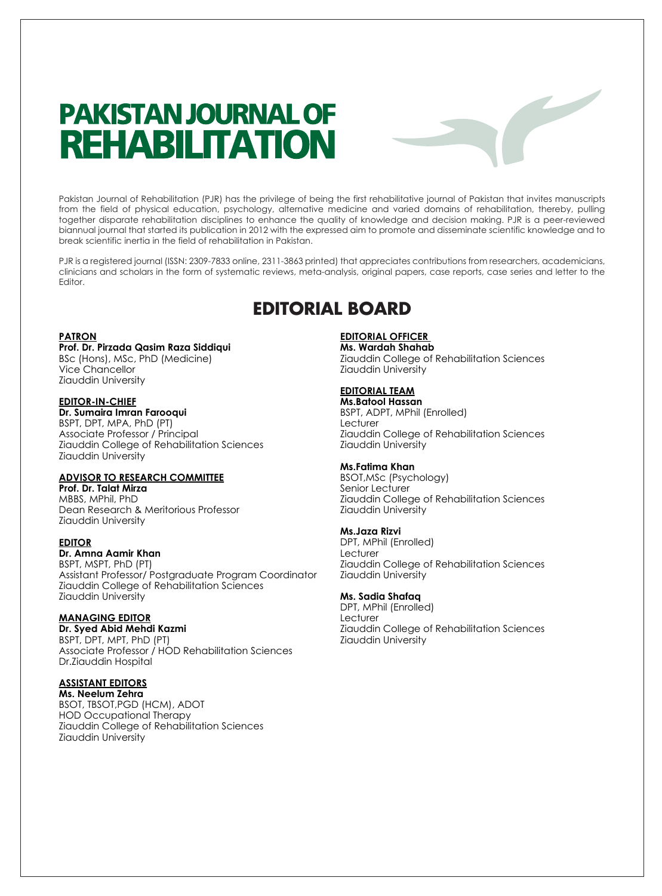# PAKISTAN JOURNAL OF REHABILITATION

Pakistan Journal of Rehabilitation (PJR) has the privilege of being the first rehabilitative journal of Pakistan that invites manuscripts from the field of physical education, psychology, alternative medicine and varied domains of rehabilitation, thereby, pulling together disparate rehabilitation disciplines to enhance the quality of knowledge and decision making. PJR is a peer-reviewed biannual journal that started its publication in 2012 with the expressed aim to promote and disseminate scientific knowledge and to break scientific inertia in the field of rehabilitation in Pakistan.

PJR is a registered journal (ISSN: 2309-7833 online, 2311-3863 printed) that appreciates contributions from researchers, academicians, clinicians and scholars in the form of systematic reviews, meta-analysis, original papers, case reports, case series and letter to the Editor.

## EDITORIAL BOARD

**PATRON**

**Prof. Dr. Pirzada Qasim Raza Siddiqui**
BSc (Hons), MSc, PhD (Medicine)
Vice Chancellor
Ziauddin University

**EDITOR-IN-CHIEF**

**Dr. Sumaira Imran Farooqui**
BSPT, DPT, MPA, PhD (PT)
Associate Professor / Principal
Ziauddin College of Rehabilitation Sciences
Ziauddin University

**ADVISOR TO RESEARCH COMMITTEE**

**Prof. Dr. Talat Mirza**
MBBS, MPhil, PhD
Dean Research & Meritorious Professor
Ziauddin University

**EDITOR**

**Dr. Amna Aamir Khan**
BSPT, MSPT, PhD (PT)
Assistant Professor/ Postgraduate Program Coordinator
Ziauddin College of Rehabilitation Sciences
Ziauddin University

**MANAGING EDITOR**

**Dr. Syed Abid Mehdi Kazmi**
BSPT, DPT, MPT, PhD (PT)
Associate Professor / HOD Rehabilitation Sciences
Dr.Ziauddin Hospital

**ASSISTANT EDITORS**

**Ms. Neelum Zehra**
BSOT, TBSOT,PGD (HCM), ADOT
HOD Occupational Therapy
Ziauddin College of Rehabilitation Sciences
Ziauddin University

**EDITORIAL OFFICER**

**Ms. Wardah Shahab**
Ziauddin College of Rehabilitation Sciences
Ziauddin University

**EDITORIAL TEAM**

**Ms.Batool Hassan**
BSPT, ADPT, MPhil (Enrolled)
Lecturer
Ziauddin College of Rehabilitation Sciences
Ziauddin University

**Ms.Fatima Khan**
BSOT,MSc (Psychology)
Senior Lecturer
Ziauddin College of Rehabilitation Sciences
Ziauddin University

**Ms.Jaza Rizvi**
DPT, MPhil (Enrolled)
Lecturer
Ziauddin College of Rehabilitation Sciences
Ziauddin University

**Ms. Sadia Shafaq**
DPT, MPhil (Enrolled)
Lecturer
Ziauddin College of Rehabilitation Sciences
Ziauddin University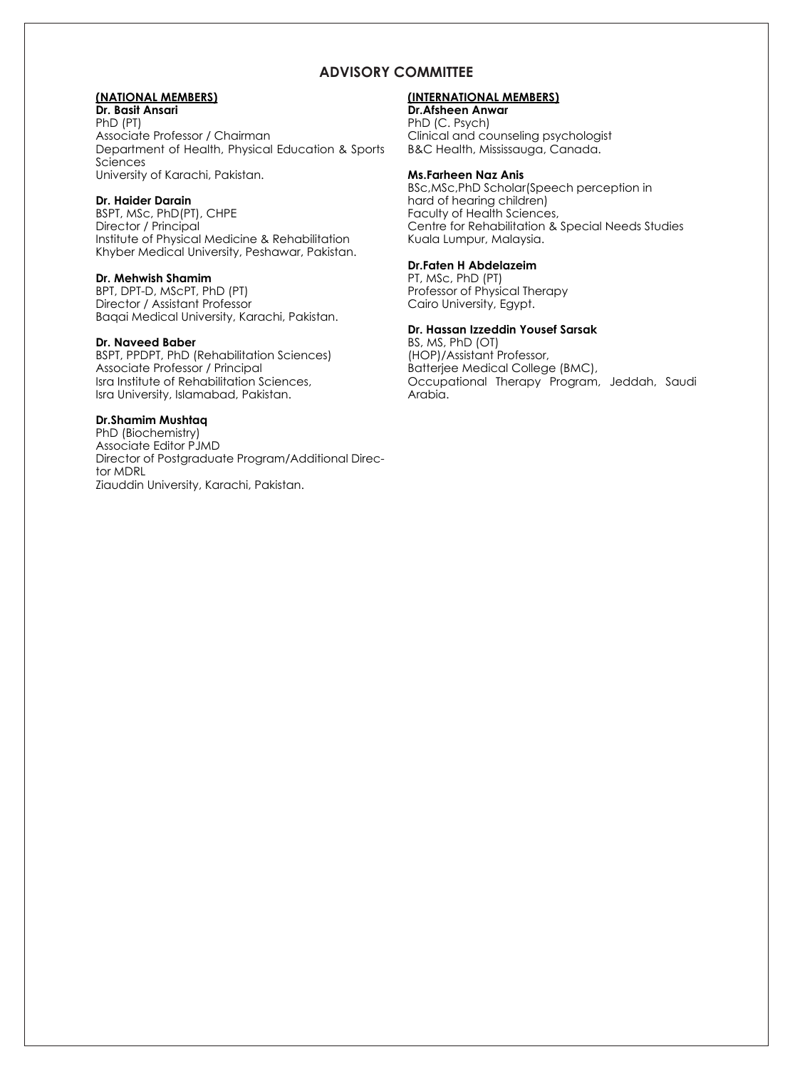# ADVISORY COMMITTEE

**(NATIONAL MEMBERS)**

**Dr. Basit Ansari**
PhD (PT)
Associate Professor / Chairman
Department of Health, Physical Education & Sports Sciences
University of Karachi, Pakistan.

**Dr. Haider Darain**
BSPT, MSc, PhD(PT), CHPE
Director / Principal
Institute of Physical Medicine & Rehabilitation
Khyber Medical University, Peshawar, Pakistan.

**Dr. Mehwish Shamim**
BPT, DPT-D, MScPT, PhD (PT)
Director / Assistant Professor
Baqai Medical University, Karachi, Pakistan.

**Dr. Naveed Baber**
BSPT, PPDPT, PhD (Rehabilitation Sciences)
Associate Professor / Principal
Isra Institute of Rehabilitation Sciences,
Isra University, Islamabad, Pakistan.

**Dr.Shamim Mushtaq**
PhD (Biochemistry)
Associate Editor PJMD
Director of Postgraduate Program/Additional Director MDRL
Ziauddin University, Karachi, Pakistan.

**(INTERNATIONAL MEMBERS)**

**Dr.Afsheen Anwar**
PhD (C. Psych)
Clinical and counseling psychologist
B&C Health, Mississauga, Canada.

**Ms.Farheen Naz Anis**
BSc,MSc,PhD Scholar(Speech perception in hard of hearing children)
Faculty of Health Sciences,
Centre for Rehabilitation & Special Needs Studies
Kuala Lumpur, Malaysia.

**Dr.Faten H Abdelazeim**
PT, MSc, PhD (PT)
Professor of Physical Therapy
Cairo University, Egypt.

**Dr. Hassan Izzeddin Yousef Sarsak**
BS, MS, PhD (OT)
(HOP)/Assistant Professor,
Batterjee Medical College (BMC),
Occupational Therapy Program, Jeddah, Saudi Arabia.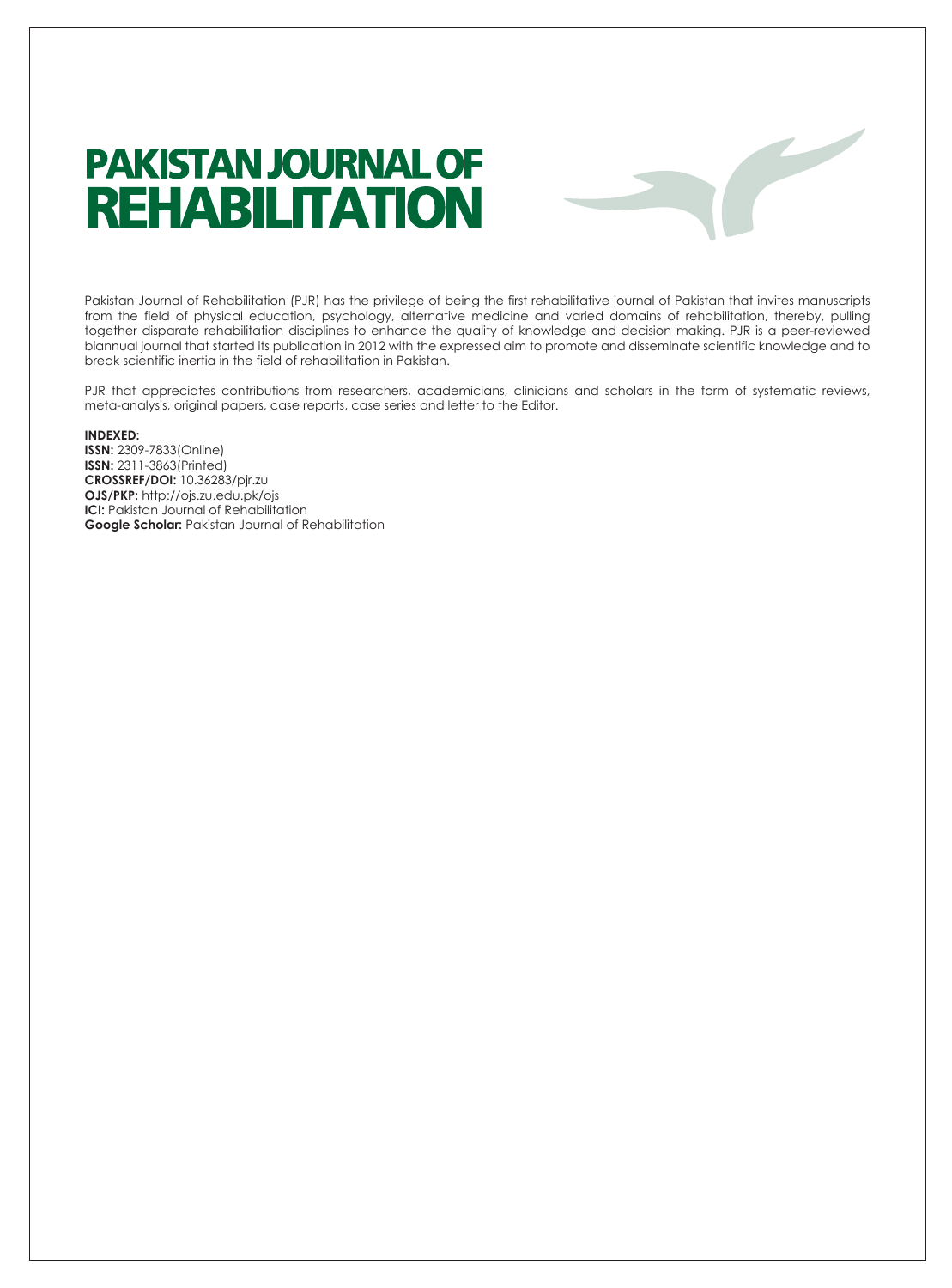# PAKISTAN JOURNAL OF REHABILITATION

Pakistan Journal of Rehabilitation (PJR) has the privilege of being the first rehabilitative journal of Pakistan that invites manuscripts from the field of physical education, psychology, alternative medicine and varied domains of rehabilitation, thereby, pulling together disparate rehabilitation disciplines to enhance the quality of knowledge and decision making. PJR is a peer-reviewed biannual journal that started its publication in 2012 with the expressed aim to promote and disseminate scientific knowledge and to break scientific inertia in the field of rehabilitation in Pakistan.

PJR that appreciates contributions from researchers, academicians, clinicians and scholars in the form of systematic reviews, meta-analysis, original papers, case reports, case series and letter to the Editor.

**INDEXED:**
**ISSN:** 2309-7833(Online)
**ISSN:** 2311-3863(Printed)
**CROSSREF/DOI:** 10.36283/pjr.zu
**OJS/PKP:** http://ojs.zu.edu.pk/ojs
**ICI:** Pakistan Journal of Rehabilitation
**Google Scholar:** Pakistan Journal of Rehabilitation